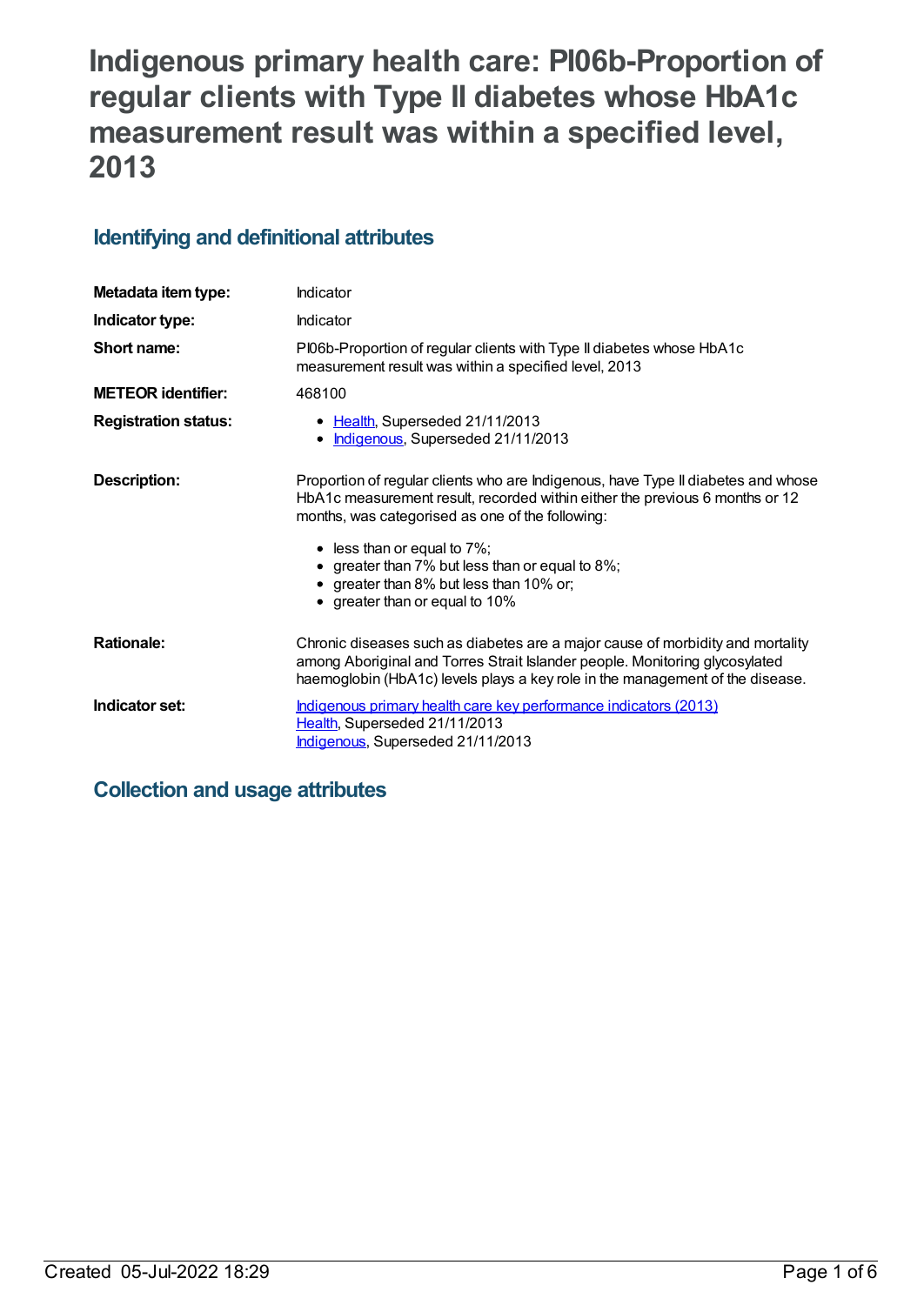# Indigenous primary health care: PI06b-Proportion of regular clients with Type II diabetes whose HbA1c measurement result was within a specified level, 2013

## Identifying and definitional attributes

| | |
|---|---|
| **Metadata item type:** | Indicator |
| **Indicator type:** | Indicator |
| **Short name:** | PI06b-Proportion of regular clients with Type II diabetes whose HbA1c measurement result was within a specified level, 2013 |
| **METEOR identifier:** | 468100 |
| **Registration status:** | • Health, Superseded 21/11/2013<br>• Indigenous, Superseded 21/11/2013 |
| **Description:** | Proportion of regular clients who are Indigenous, have Type II diabetes and whose HbA1c measurement result, recorded within either the previous 6 months or 12 months, was categorised as one of the following:<br>• less than or equal to 7%;<br>• greater than 7% but less than or equal to 8%;<br>• greater than 8% but less than 10% or;<br>• greater than or equal to 10% |
| **Rationale:** | Chronic diseases such as diabetes are a major cause of morbidity and mortality among Aboriginal and Torres Strait Islander people. Monitoring glycosylated haemoglobin (HbA1c) levels plays a key role in the management of the disease. |
| **Indicator set:** | Indigenous primary health care key performance indicators (2013)<br>Health, Superseded 21/11/2013<br>Indigenous, Superseded 21/11/2013 |

## Collection and usage attributes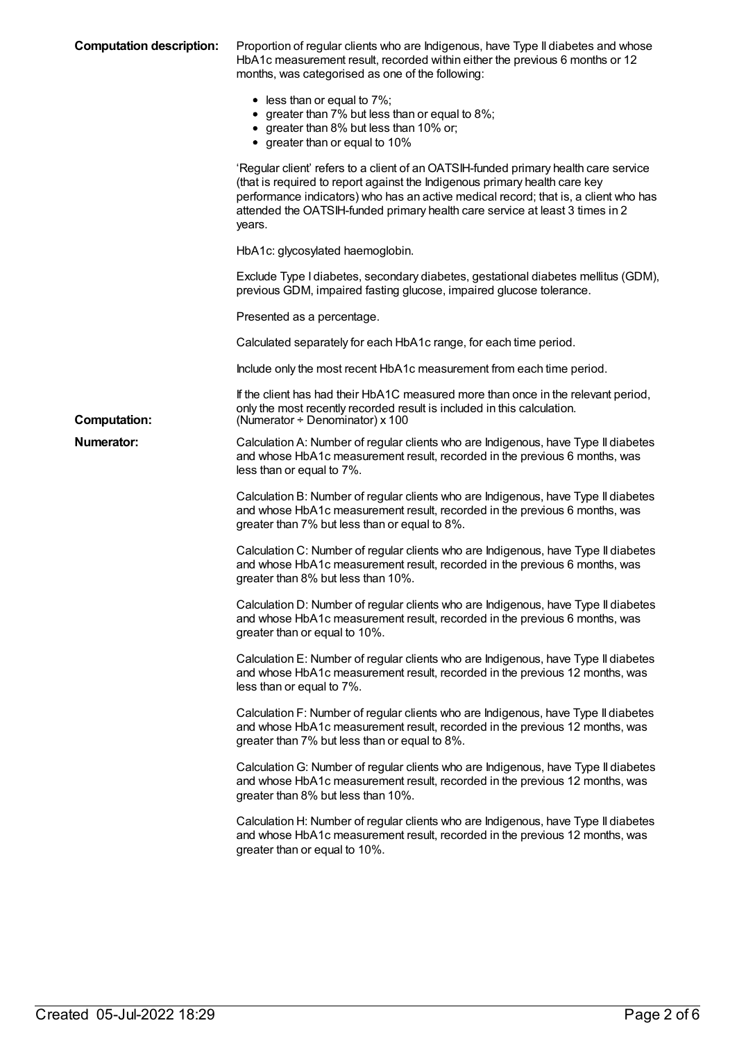**Computation description:** Proportion of regular clients who are Indigenous, have Type II diabetes and whose HbA1c measurement result, recorded within either the previous 6 months or 12 months, was categorised as one of the following:

- less than or equal to 7%;
- greater than 7% but less than or equal to 8%;
- greater than 8% but less than 10% or;
- greater than or equal to 10%

'Regular client' refers to a client of an OATSIH-funded primary health care service (that is required to report against the Indigenous primary health care key performance indicators) who has an active medical record; that is, a client who has attended the OATSIH-funded primary health care service at least 3 times in 2 years.

HbA1c: glycosylated haemoglobin.

Exclude Type I diabetes, secondary diabetes, gestational diabetes mellitus (GDM), previous GDM, impaired fasting glucose, impaired glucose tolerance.

Presented as a percentage.

Calculated separately for each HbA1c range, for each time period.

Include only the most recent HbA1c measurement from each time period.

If the client has had their HbA1C measured more than once in the relevant period, only the most recently recorded result is included in this calculation.

**Computation:** (Numerator ÷ Denominator) x 100

**Numerator:** Calculation A: Number of regular clients who are Indigenous, have Type II diabetes and whose HbA1c measurement result, recorded in the previous 6 months, was less than or equal to 7%.

Calculation B: Number of regular clients who are Indigenous, have Type II diabetes and whose HbA1c measurement result, recorded in the previous 6 months, was greater than 7% but less than or equal to 8%.

Calculation C: Number of regular clients who are Indigenous, have Type II diabetes and whose HbA1c measurement result, recorded in the previous 6 months, was greater than 8% but less than 10%.

Calculation D: Number of regular clients who are Indigenous, have Type II diabetes and whose HbA1c measurement result, recorded in the previous 6 months, was greater than or equal to 10%.

Calculation E: Number of regular clients who are Indigenous, have Type II diabetes and whose HbA1c measurement result, recorded in the previous 12 months, was less than or equal to 7%.

Calculation F: Number of regular clients who are Indigenous, have Type II diabetes and whose HbA1c measurement result, recorded in the previous 12 months, was greater than 7% but less than or equal to 8%.

Calculation G: Number of regular clients who are Indigenous, have Type II diabetes and whose HbA1c measurement result, recorded in the previous 12 months, was greater than 8% but less than 10%.

Calculation H: Number of regular clients who are Indigenous, have Type II diabetes and whose HbA1c measurement result, recorded in the previous 12 months, was greater than or equal to 10%.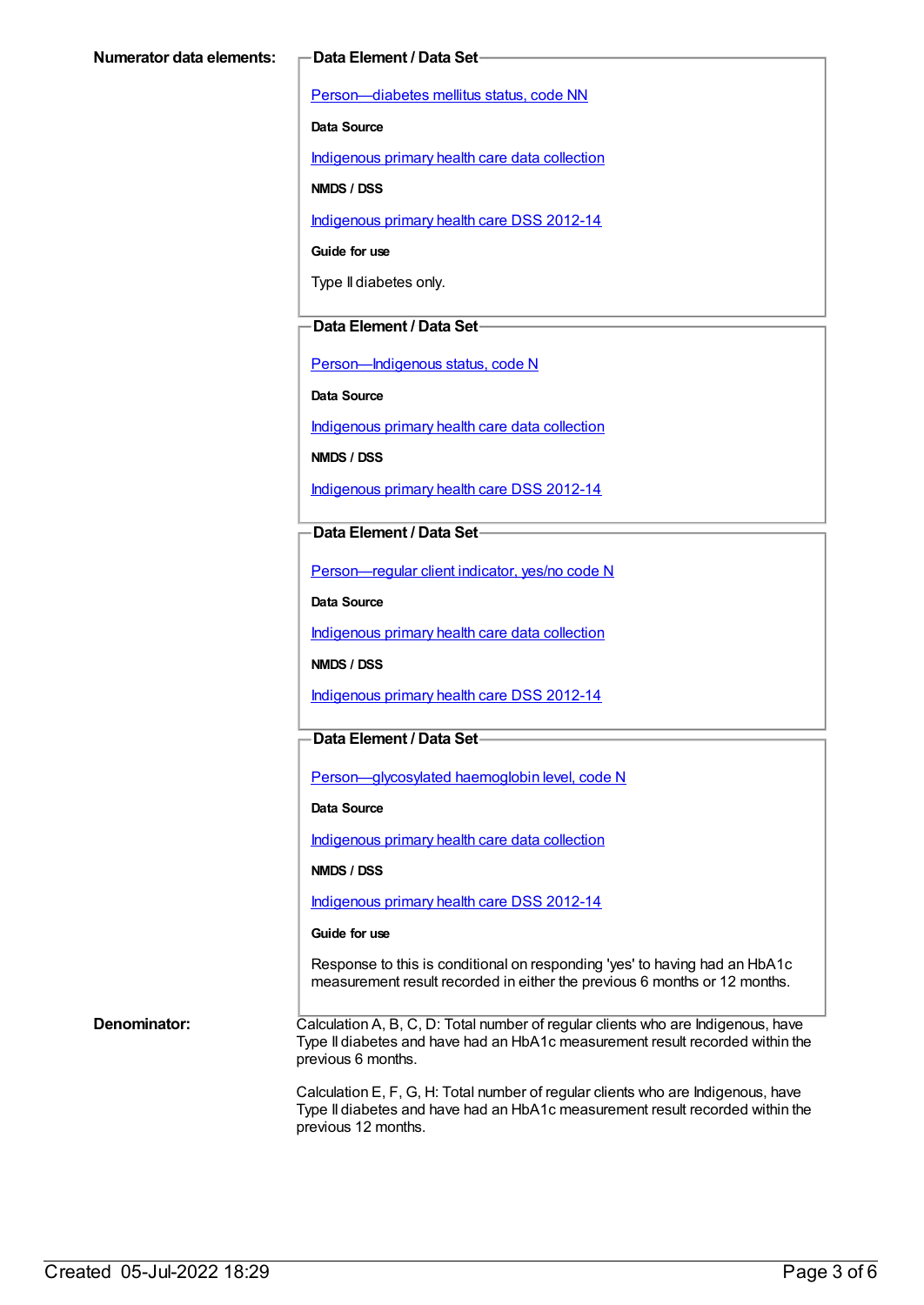**Numerator data elements:**

**Data Element / Data Set**

Person—diabetes mellitus status, code NN

**Data Source**

Indigenous primary health care data collection

**NMDS / DSS**

Indigenous primary health care DSS 2012-14

**Guide for use**

Type II diabetes only.

**Data Element / Data Set**

Person—Indigenous status, code N

**Data Source**

Indigenous primary health care data collection

**NMDS / DSS**

Indigenous primary health care DSS 2012-14

**Data Element / Data Set**

Person—regular client indicator, yes/no code N

**Data Source**

Indigenous primary health care data collection

**NMDS / DSS**

Indigenous primary health care DSS 2012-14

**Data Element / Data Set**

Person—glycosylated haemoglobin level, code N

**Data Source**

Indigenous primary health care data collection

**NMDS / DSS**

Indigenous primary health care DSS 2012-14

**Guide for use**

Response to this is conditional on responding 'yes' to having had an HbA1c measurement result recorded in either the previous 6 months or 12 months.

**Denominator:**

Calculation A, B, C, D: Total number of regular clients who are Indigenous, have Type II diabetes and have had an HbA1c measurement result recorded within the previous 6 months.

Calculation E, F, G, H: Total number of regular clients who are Indigenous, have Type II diabetes and have had an HbA1c measurement result recorded within the previous 12 months.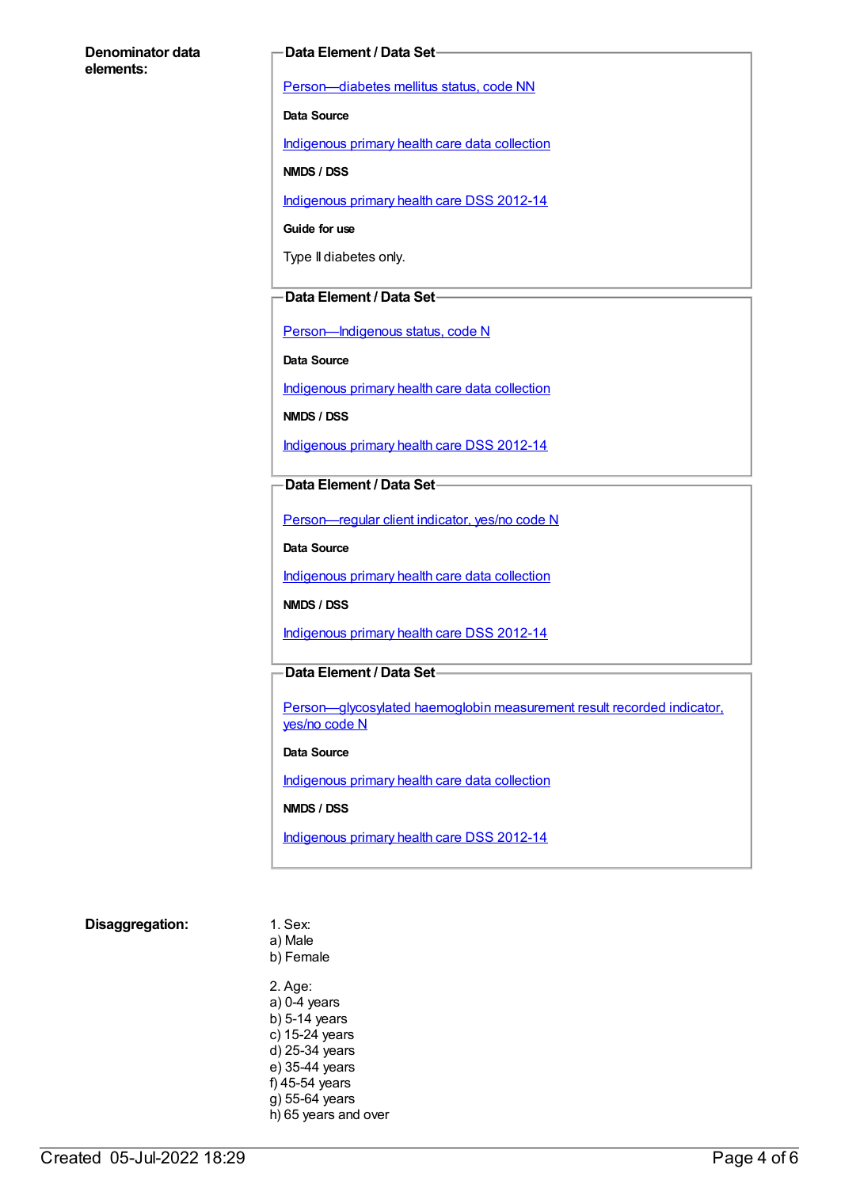**Denominator data elements:**

**Data Element / Data Set**

[Person—diabetes mellitus status, code NN]

**Data Source**

[Indigenous primary health care data collection]

**NMDS / DSS**

[Indigenous primary health care DSS 2012-14]

**Guide for use**

Type II diabetes only.

**Data Element / Data Set**

[Person—Indigenous status, code N]

**Data Source**

[Indigenous primary health care data collection]

**NMDS / DSS**

[Indigenous primary health care DSS 2012-14]

**Data Element / Data Set**

[Person—regular client indicator, yes/no code N]

**Data Source**

[Indigenous primary health care data collection]

**NMDS / DSS**

[Indigenous primary health care DSS 2012-14]

**Data Element / Data Set**

[Person—glycosylated haemoglobin measurement result recorded indicator, yes/no code N]

**Data Source**

[Indigenous primary health care data collection]

**NMDS / DSS**

[Indigenous primary health care DSS 2012-14]

**Disaggregation:**

1. Sex:
a) Male
b) Female

2. Age:
a) 0-4 years
b) 5-14 years
c) 15-24 years
d) 25-34 years
e) 35-44 years
f) 45-54 years
g) 55-64 years
h) 65 years and over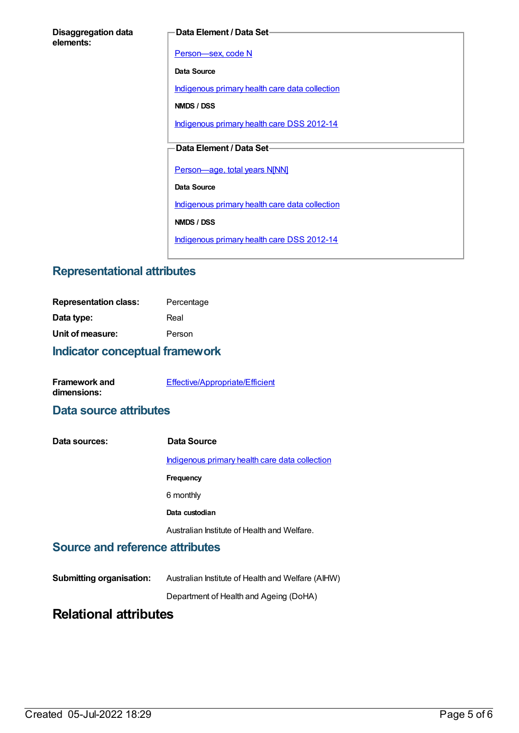**Disaggregation data elements:**

**Data Element / Data Set**

[Person—sex, code N]

**Data Source**

[Indigenous primary health care data collection]

**NMDS / DSS**

[Indigenous primary health care DSS 2012-14]

**Data Element / Data Set**

[Person—age, total years N[NN]]

**Data Source**

[Indigenous primary health care data collection]

**NMDS / DSS**

[Indigenous primary health care DSS 2012-14]

## Representational attributes

**Representation class:** Percentage

**Data type:** Real

**Unit of measure:** Person

## Indicator conceptual framework

**Framework and dimensions:** [Effective/Appropriate/Efficient]

## Data source attributes

**Data sources:**

**Data Source**

[Indigenous primary health care data collection]

**Frequency**

6 monthly

**Data custodian**

Australian Institute of Health and Welfare.

## Source and reference attributes

**Submitting organisation:** Australian Institute of Health and Welfare (AIHW)

Department of Health and Ageing (DoHA)

# Relational attributes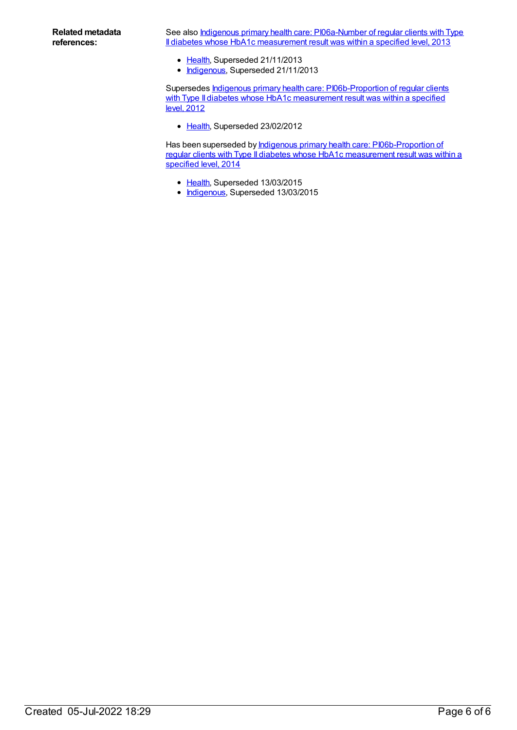**Related metadata references:**

See also Indigenous primary health care: PI06a-Number of regular clients with Type II diabetes whose HbA1c measurement result was within a specified level, 2013

- Health, Superseded 21/11/2013
- Indigenous, Superseded 21/11/2013

Supersedes Indigenous primary health care: PI06b-Proportion of regular clients with Type II diabetes whose HbA1c measurement result was within a specified level, 2012

- Health, Superseded 23/02/2012

Has been superseded by Indigenous primary health care: PI06b-Proportion of regular clients with Type II diabetes whose HbA1c measurement result was within a specified level, 2014

- Health, Superseded 13/03/2015
- Indigenous, Superseded 13/03/2015